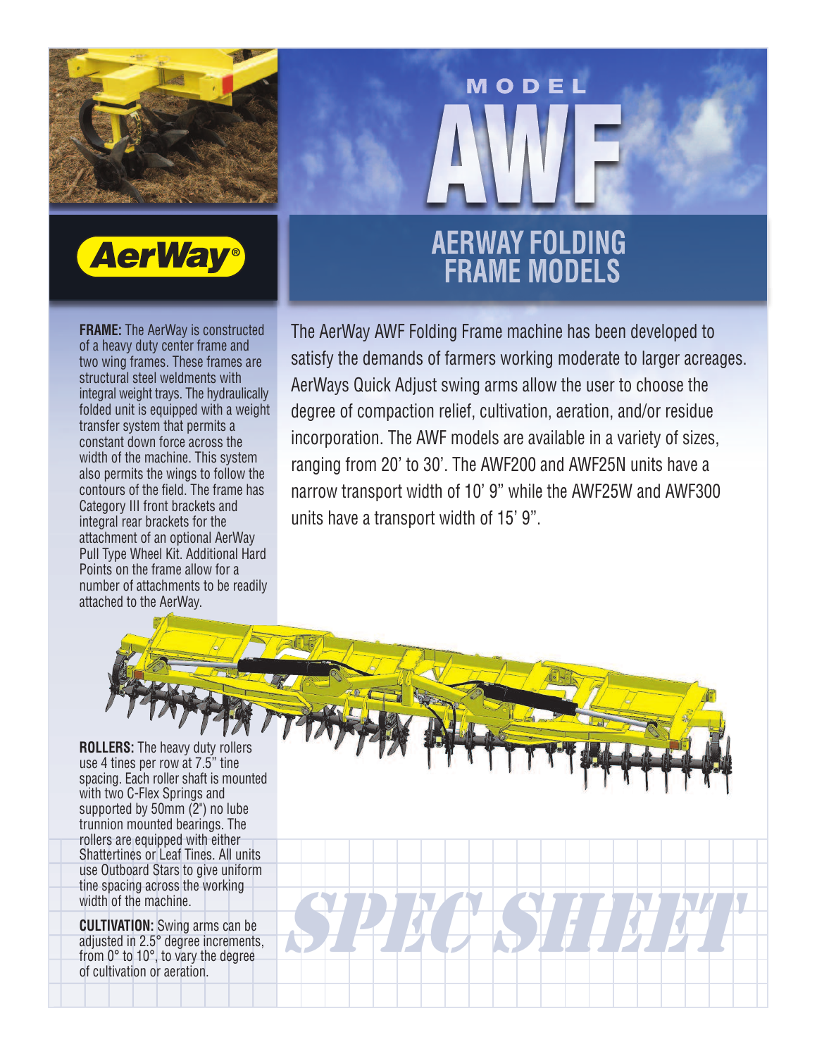# MODEL AWF

**AerWay®**

## AERWAY FOLDING FRAME MODELS

The AerWay AWF Folding Frame machine has been developed to satisfy the demands of farmers working moderate to larger acreages. AerWays Quick Adjust swing arms allow the user to choose the degree of compaction relief, cultivation, aeration, and/or residue incorporation. The AWF models are available in a variety of sizes, ranging from 20' to 30'. The AWF200 and AWF25N units have a narrow transport width of 10' 9" while the AWF25W and AWF300 units have a transport width of 15' 9".

**FRAME:** The AerWay is constructed of a heavy duty center frame and two wing frames. These frames are structural steel weldments with integral weight trays. The hydraulically folded unit is equipped with a weight transfer system that permits a constant down force across the width of the machine. This system also permits the wings to follow the contours of the field. The frame has Category III front brackets and integral rear brackets for the attachment of an optional AerWay Pull Type Wheel Kit. Additional Hard Points on the frame allow for a number of attachments to be readily attached to the AerWay.

**ROLLERS:** The heavy duty rollers use 4 tines per row at 7.5" tine spacing. Each roller shaft is mounted with two C-Flex Springs and supported by 50mm (2") no lube trunnion mounted bearings. The rollers are equipped with either Shattertines or Leaf Tines. All units use Outboard Stars to give uniform tine spacing across the working width of the machine.

**CULTIVATION:** Swing arms can be adjusted in 2.5° degree increments, from 0° to 10°, to vary the degree of cultivation or aeration.

*SPEC SHEET*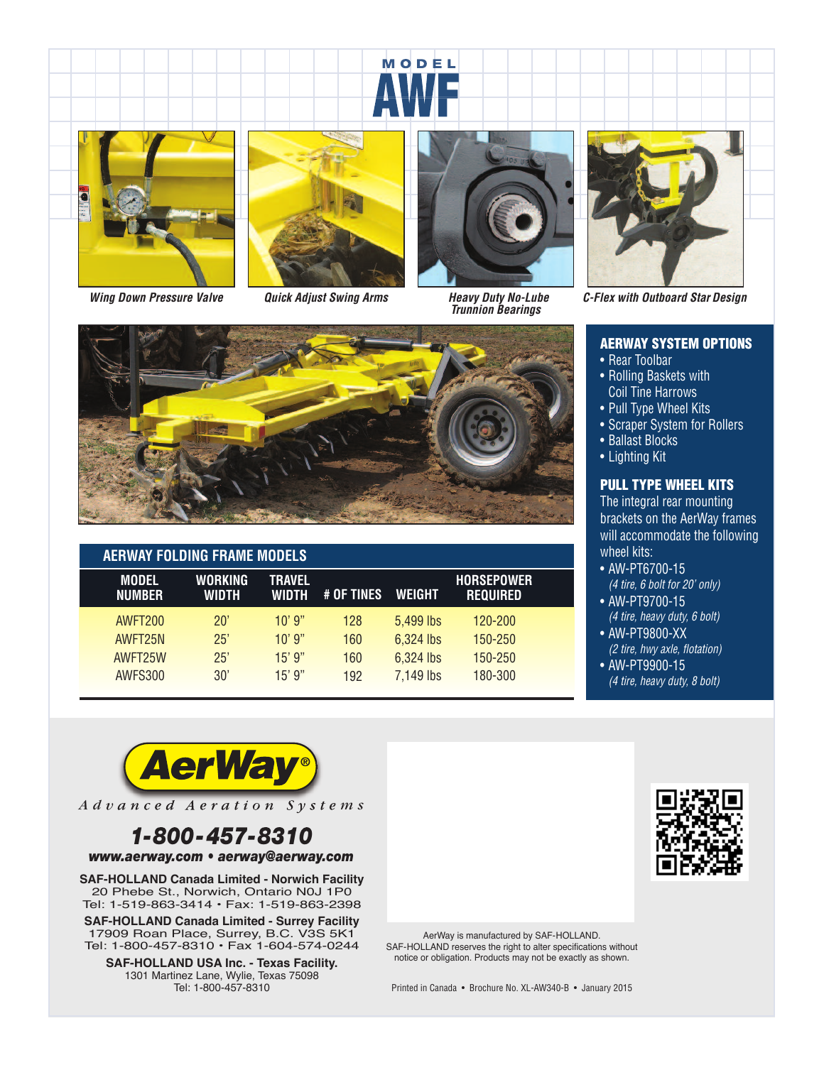# MODEL AWF

*Wing Down Pressure Valve*

*Quick Adjust Swing Arms*

*Heavy Duty No-Lube Trunnion Bearings*

*C-Flex with Outboard Star Design*

## AERWAY SYSTEM OPTIONS

- Rear Toolbar
- Rolling Baskets with Coil Tine Harrows
- Pull Type Wheel Kits
- Scraper System for Rollers
- Ballast Blocks
- Lighting Kit

## PULL TYPE WHEEL KITS

The integral rear mounting brackets on the AerWay frames will accommodate the following wheel kits:

- AW-PT6700-15
  *(4 tire, 6 bolt for 20' only)*
- AW-PT9700-15
  *(4 tire, heavy duty, 6 bolt)*
- AW-PT9800-XX
  *(2 tire, hwy axle, flotation)*
- AW-PT9900-15
  *(4 tire, heavy duty, 8 bolt)*

## AERWAY FOLDING FRAME MODELS

| MODEL NUMBER | WORKING WIDTH | TRAVEL WIDTH | # OF TINES | WEIGHT | HORSEPOWER REQUIRED |
|---|---|---|---|---|---|
| AWFT200 | 20' | 10' 9" | 128 | 5,499 lbs | 120-200 |
| AWFT25N | 25' | 10' 9" | 160 | 6,324 lbs | 150-250 |
| AWFT25W | 25' | 15' 9" | 160 | 6,324 lbs | 150-250 |
| AWFS300 | 30' | 15' 9" | 192 | 7,149 lbs | 180-300 |

**AerWay®**

*Advanced Aeration Systems*

**1-800-457-8310**

**www.aerway.com • aerway@aerway.com**

**SAF-HOLLAND Canada Limited - Norwich Facility**
20 Phebe St., Norwich, Ontario N0J 1P0
Tel: 1-519-863-3414 • Fax: 1-519-863-2398

**SAF-HOLLAND Canada Limited - Surrey Facility**
17909 Roan Place, Surrey, B.C. V3S 5K1
Tel: 1-800-457-8310 • Fax 1-604-574-0244

**SAF-HOLLAND USA Inc. - Texas Facility.**
1301 Martinez Lane, Wylie, Texas 75098
Tel: 1-800-457-8310

AerWay is manufactured by SAF-HOLLAND.
SAF-HOLLAND reserves the right to alter specifications without notice or obligation. Products may not be exactly as shown.

Printed in Canada • Brochure No. XL-AW340-B • January 2015